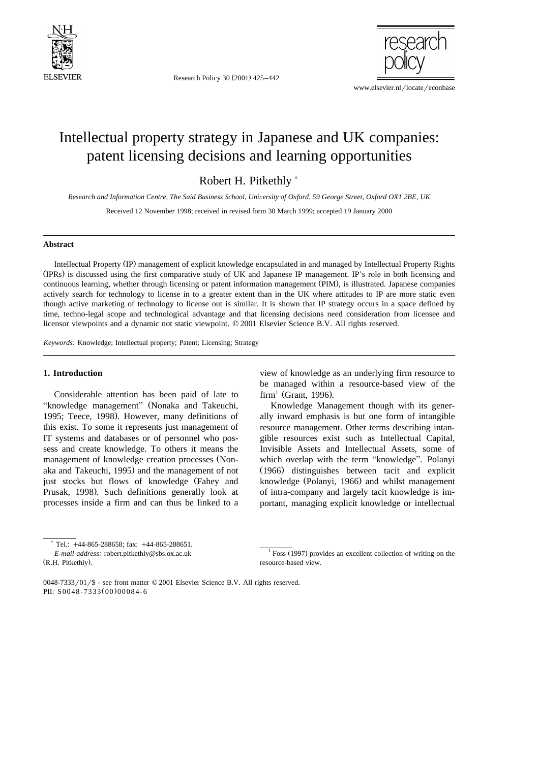# Intellectual property strategy in Japanese and UK companies: patent licensing decisions and learning opportunities

Robert H. Pitkethly *

*Research and Information Centre, The Said Business School, University of Oxford, 59 George Street, Oxford OX1 2BE, UK*

Received 12 November 1998; received in revised form 30 March 1999; accepted 19 January 2000

## Abstract

Intellectual Property (IP) management of explicit knowledge encapsulated in and managed by Intellectual Property Rights (IPRs) is discussed using the first comparative study of UK and Japanese IP management. IP's role in both licensing and continuous learning, whether through licensing or patent information management (PIM), is illustrated. Japanese companies actively search for technology to license in to a greater extent than in the UK where attitudes to IP are more static even though active marketing of technology to license out is similar. It is shown that IP strategy occurs in a space defined by time, techno-legal scope and technological advantage and that licensing decisions need consideration from licensee and licensor viewpoints and a dynamic not static viewpoint. © 2001 Elsevier Science B.V. All rights reserved.

*Keywords:* Knowledge; Intellectual property; Patent; Licensing; Strategy

## 1. Introduction

Considerable attention has been paid of late to "knowledge management" (Nonaka and Takeuchi, 1995; Teece, 1998). However, many definitions of this exist. To some it represents just management of IT systems and databases or of personnel who possess and create knowledge. To others it means the management of knowledge creation processes (Nonaka and Takeuchi, 1995) and the management of not just stocks but flows of knowledge (Fahey and Prusak, 1998). Such definitions generally look at processes inside a firm and can thus be linked to a view of knowledge as an underlying firm resource to be managed within a resource-based view of the firm[1] (Grant, 1996).

Knowledge Management though with its generally inward emphasis is but one form of intangible resource management. Other terms describing intangible resources exist such as Intellectual Capital, Invisible Assets and Intellectual Assets, some of which overlap with the term "knowledge". Polanyi (1966) distinguishes between tacit and explicit knowledge (Polanyi, 1966) and whilst management of intra-company and largely tacit knowledge is important, managing explicit knowledge or intellectual

---

* Tel.: +44-865-288658; fax: +44-865-288651.
*E-mail address:* robert.pitkethly@sbs.ox.ac.uk (R.H. Pitkethly).

[1] Foss (1997) provides an excellent collection of writing on the resource-based view.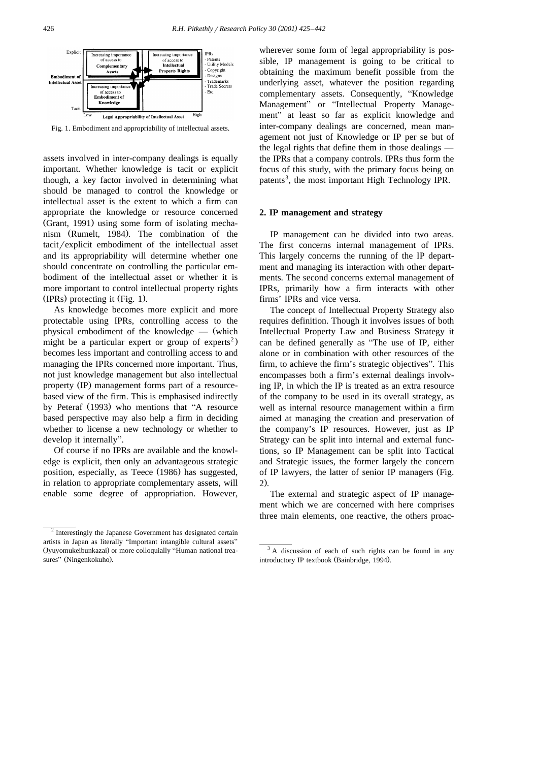Explicit

Increasing importance of access to **Complementary Assets**

Increasing importance of access to **Intellectual Property Rights**

IPRs
- Patents
- Utility Models
- Copyright
- Designs
- Trademarks
- Trade Secrets
- Etc.

**Embodiment of Intellectual Asset**

Increasing importance of access to **Embodiment of Knowledge**

Tacit

Low **Legal Appropriability of Intellectual Asset** High

Fig. 1. Embodiment and appropriability of intellectual assets.

assets involved in inter-company dealings is equally important. Whether knowledge is tacit or explicit though, a key factor involved in determining what should be managed to control the knowledge or intellectual asset is the extent to which a firm can appropriate the knowledge or resource concerned (Grant, 1991) using some form of isolating mechanism (Rumelt, 1984). The combination of the tacit/explicit embodiment of the intellectual asset and its appropriability will determine whether one should concentrate on controlling the particular embodiment of the intellectual asset or whether it is more important to control intellectual property rights (IPRs) protecting it (Fig. 1).

As knowledge becomes more explicit and more protectable using IPRs, controlling access to the physical embodiment of the knowledge — (which might be a particular expert or group of experts[2]) becomes less important and controlling access to and managing the IPRs concerned more important. Thus, not just knowledge management but also intellectual property (IP) management forms part of a resource-based view of the firm. This is emphasised indirectly by Peteraf (1993) who mentions that "A resource based perspective may also help a firm in deciding whether to license a new technology or whether to develop it internally".

Of course if no IPRs are available and the knowledge is explicit, then only an advantageous strategic position, especially, as Teece (1986) has suggested, in relation to appropriate complementary assets, will enable some degree of appropriation. However, wherever some form of legal appropriability is possible, IP management is going to be critical to obtaining the maximum benefit possible from the underlying asset, whatever the position regarding complementary assets. Consequently, "Knowledge Management" or "Intellectual Property Management" at least so far as explicit knowledge and inter-company dealings are concerned, mean management not just of Knowledge or IP per se but of the legal rights that define them in those dealings — the IPRs that a company controls. IPRs thus form the focus of this study, with the primary focus being on patents[3], the most important High Technology IPR.

## 2. IP management and strategy

IP management can be divided into two areas. The first concerns internal management of IPRs. This largely concerns the running of the IP department and managing its interaction with other departments. The second concerns external management of IPRs, primarily how a firm interacts with other firms' IPRs and vice versa.

The concept of Intellectual Property Strategy also requires definition. Though it involves issues of both Intellectual Property Law and Business Strategy it can be defined generally as "The use of IP, either alone or in combination with other resources of the firm, to achieve the firm's strategic objectives". This encompasses both a firm's external dealings involving IP, in which the IP is treated as an extra resource of the company to be used in its overall strategy, as well as internal resource management within a firm aimed at managing the creation and preservation of the company's IP resources. However, just as IP Strategy can be split into internal and external functions, so IP Management can be split into Tactical and Strategic issues, the former largely the concern of IP lawyers, the latter of senior IP managers (Fig. 2).

The external and strategic aspect of IP management which we are concerned with here comprises three main elements, one reactive, the others proac-

[2] Interestingly the Japanese Government has designated certain artists in Japan as literally "Important intangible cultural assets" (Jyuyomukeibunkazai) or more colloquially "Human national treasures" (Ningenkokuho).

[3] A discussion of each of such rights can be found in any introductory IP textbook (Bainbridge, 1994).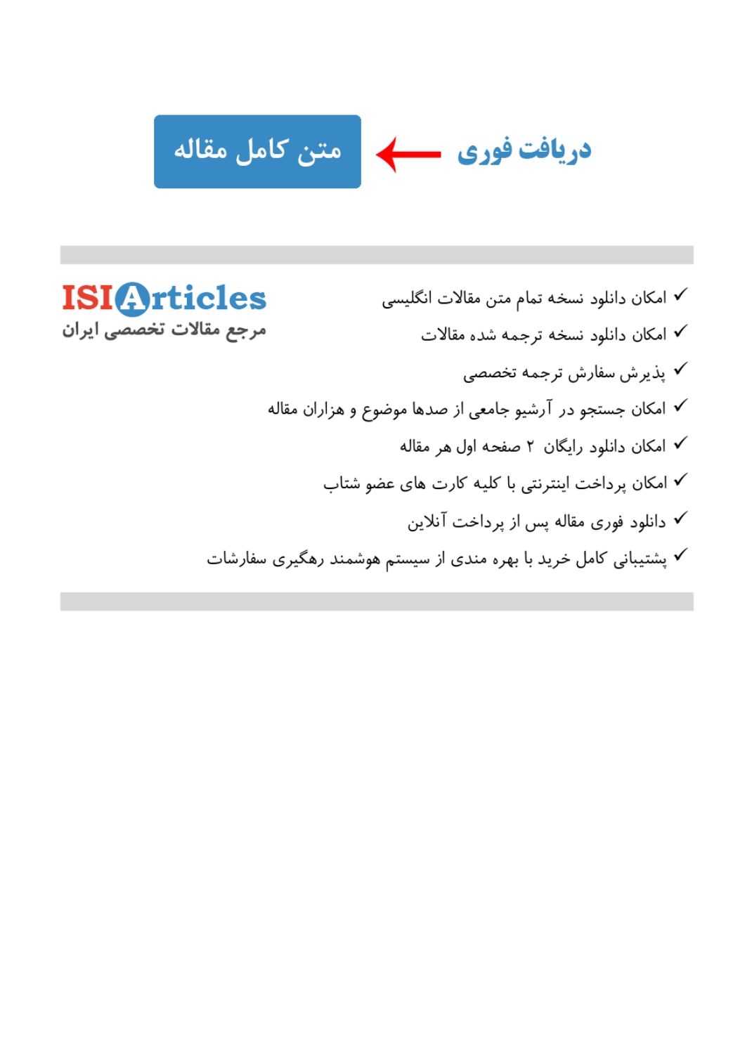متن کامل مقاله ← دریافت فوری

ISIArticles
مرجع مقالات تخصصی ایران

- ✓ امکان دانلود نسخه تمام متن مقالات انگلیسی
- ✓ امکان دانلود نسخه ترجمه شده مقالات
- ✓ پذیرش سفارش ترجمه تخصصی
- ✓ امکان جستجو در آرشیو جامعی از صدها موضوع و هزاران مقاله
- ✓ امکان دانلود رایگان ۲ صفحه اول هر مقاله
- ✓ امکان پرداخت اینترنتی با کلیه کارت های عضو شتاب
- ✓ دانلود فوری مقاله پس از پرداخت آنلاین
- ✓ پشتیبانی کامل خرید با بهره مندی از سیستم هوشمند رهگیری سفارشات